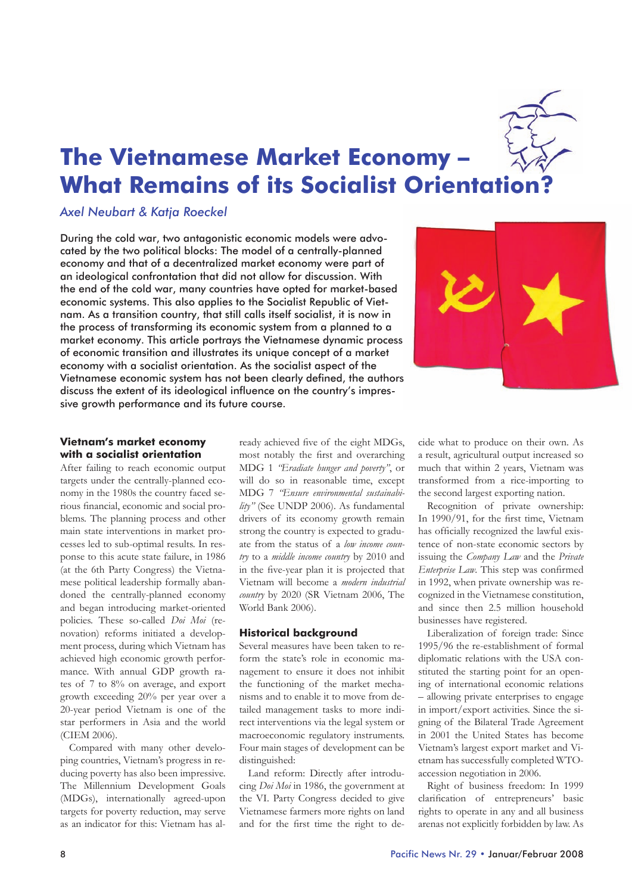# The Vietnamese Market Economy – What Remains of its Socialist Orientation?

*Axel Neubart & Katja Roeckel*

During the cold war, two antagonistic economic models were advocated by the two political blocks: The model of a centrally-planned economy and that of a decentralized market economy were part of an ideological confrontation that did not allow for discussion. With the end of the cold war, many countries have opted for market-based economic systems. This also applies to the Socialist Republic of Vietnam. As a transition country, that still calls itself socialist, it is now in the process of transforming its economic system from a planned to a market economy. This article portrays the Vietnamese dynamic process of economic transition and illustrates its unique concept of a market economy with a socialist orientation. As the socialist aspect of the Vietnamese economic system has not been clearly defined, the authors discuss the extent of its ideological influence on the country's impressive growth performance and its future course.

### Vietnam's market economy with a socialist orientation

After failing to reach economic output targets under the centrally-planned economy in the 1980s the country faced serious financial, economic and social problems. The planning process and other main state interventions in market processes led to sub-optimal results. In response to this acute state failure, in 1986 (at the 6th Party Congress) the Vietnamese political leadership formally abandoned the centrally-planned economy and began introducing market-oriented policies. These so-called *Doi Moi* (renovation) reforms initiated a development process, during which Vietnam has achieved high economic growth performance. With annual GDP growth rates of 7 to 8% on average, and export growth exceeding 20% per year over a 20-year period Vietnam is one of the star performers in Asia and the world (CIEM 2006).

Compared with many other developing countries, Vietnam's progress in reducing poverty has also been impressive. The Millennium Development Goals (MDGs), internationally agreed-upon targets for poverty reduction, may serve as an indicator for this: Vietnam has already achieved five of the eight MDGs, most notably the first and overarching MDG 1 *"Eradiate hunger and poverty"*, or will do so in reasonable time, except MDG 7 *"Ensure environmental sustainability"* (See UNDP 2006). As fundamental drivers of its economy growth remain strong the country is expected to graduate from the status of a *low income country* to a *middle income country* by 2010 and in the five-year plan it is projected that Vietnam will become a *modern industrial country* by 2020 (SR Vietnam 2006, The World Bank 2006).

### Historical background

Several measures have been taken to reform the state's role in economic management to ensure it does not inhibit the functioning of the market mechanisms and to enable it to move from detailed management tasks to more indirect interventions via the legal system or macroeconomic regulatory instruments. Four main stages of development can be distinguished:

Land reform: Directly after introducing *Doi Moi* in 1986, the government at the VI. Party Congress decided to give Vietnamese farmers more rights on land and for the first time the right to decide what to produce on their own. As a result, agricultural output increased so much that within 2 years, Vietnam was transformed from a rice-importing to the second largest exporting nation.

Recognition of private ownership: In 1990/91, for the first time, Vietnam has officially recognized the lawful existence of non-state economic sectors by issuing the *Company Law* and the *Private Enterprise Law*. This step was confirmed in 1992, when private ownership was recognized in the Vietnamese constitution, and since then 2.5 million household businesses have registered.

Liberalization of foreign trade: Since 1995/96 the re-establishment of formal diplomatic relations with the USA constituted the starting point for an opening of international economic relations – allowing private enterprises to engage in import/export activities. Since the signing of the Bilateral Trade Agreement in 2001 the United States has become Vietnam's largest export market and Vietnam has successfully completed WTO-accession negotiation in 2006.

Right of business freedom: In 1999 clarification of entrepreneurs' basic rights to operate in any and all business arenas not explicitly forbidden by law. As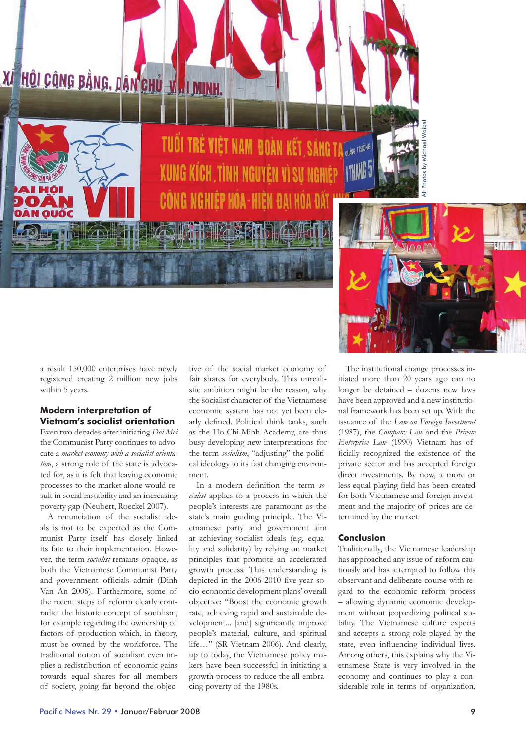a result 150,000 enterprises have newly registered creating 2 million new jobs within 5 years.

## Modern interpretation of Vietnam's socialist orientation

Even two decades after initiating *Doi Moi* the Communist Party continues to advocate a *market economy with a socialist orientation*, a strong role of the state is advocated for, as it is felt that leaving economic processes to the market alone would result in social instability and an increasing poverty gap (Neubert, Roeckel 2007).

A renunciation of the socialist ideals is not to be expected as the Communist Party itself has closely linked its fate to their implementation. However, the term *socialist* remains opaque, as both the Vietnamese Communist Party and government officials admit (Dinh Van An 2006). Furthermore, some of the recent steps of reform clearly contradict the historic concept of socialism, for example regarding the ownership of factors of production which, in theory, must be owned by the workforce. The traditional notion of socialism even implies a redistribution of economic gains towards equal shares for all members of society, going far beyond the objective of the social market economy of fair shares for everybody. This unrealistic ambition might be the reason, why the socialist character of the Vietnamese economic system has not yet been clearly defined. Political think tanks, such as the Ho-Chi-Minh-Academy, are thus busy developing new interpretations for the term *socialism*, "adjusting" the political ideology to its fast changing environment.

In a modern definition the term *socialist* applies to a process in which the people's interests are paramount as the state's main guiding principle. The Vietnamese party and government aim at achieving socialist ideals (e.g. equality and solidarity) by relying on market principles that promote an accelerated growth process. This understanding is depicted in the 2006-2010 five-year socio-economic development plans' overall objective: "Boost the economic growth rate, achieving rapid and sustainable development... [and] significantly improve people's material, culture, and spiritual life…" (SR Vietnam 2006). And clearly, up to today, the Vietnamese policy makers have been successful in initiating a growth process to reduce the all-embracing poverty of the 1980s.

The institutional change processes initiated more than 20 years ago can no longer be detained – dozens new laws have been approved and a new institutional framework has been set up. With the issuance of the *Law on Foreign Investment* (1987), the *Company Law* and the *Private Enterprise Law* (1990) Vietnam has officially recognized the existence of the private sector and has accepted foreign direct investments. By now, a more or less equal playing field has been created for both Vietnamese and foreign investment and the majority of prices are determined by the market.

## Conclusion

Traditionally, the Vietnamese leadership has approached any issue of reform cautiously and has attempted to follow this observant and deliberate course with regard to the economic reform process – allowing dynamic economic development without jeopardizing political stability. The Vietnamese culture expects and accepts a strong role played by the state, even influencing individual lives. Among others, this explains why the Vietnamese State is very involved in the economy and continues to play a considerable role in terms of organization,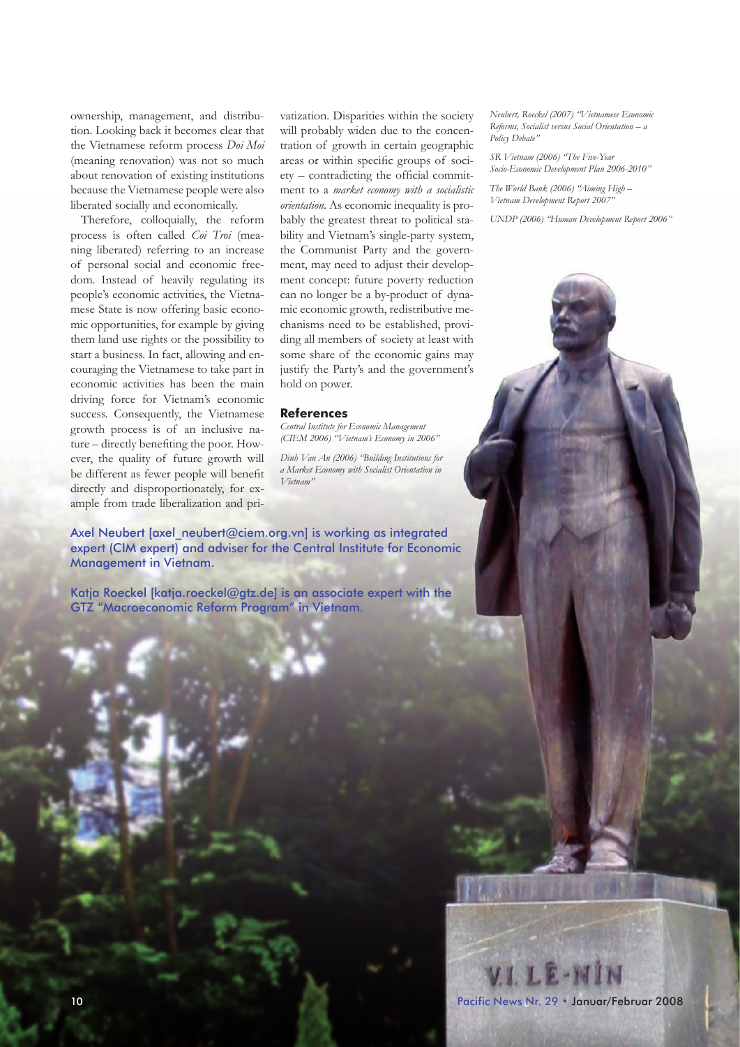ownership, management, and distribution. Looking back it becomes clear that the Vietnamese reform process *Doi Moi* (meaning renovation) was not so much about renovation of existing institutions because the Vietnamese people were also liberated socially and economically.

Therefore, colloquially, the reform process is often called *Coi Troi* (meaning liberated) referring to an increase of personal social and economic freedom. Instead of heavily regulating its people's economic activities, the Vietnamese State is now offering basic economic opportunities, for example by giving them land use rights or the possibility to start a business. In fact, allowing and encouraging the Vietnamese to take part in economic activities has been the main driving force for Vietnam's economic success. Consequently, the Vietnamese growth process is of an inclusive nature – directly benefiting the poor. However, the quality of future growth will be different as fewer people will benefit directly and disproportionately, for example from trade liberalization and privatization. Disparities within the society will probably widen due to the concentration of growth in certain geographic areas or within specific groups of society – contradicting the official commitment to a *market economy with a socialistic orientation*. As economic inequality is probably the greatest threat to political stability and Vietnam's single-party system, the Communist Party and the government, may need to adjust their development concept: future poverty reduction can no longer be a by-product of dynamic economic growth, redistributive mechanisms need to be established, providing all members of society at least with some share of the economic gains may justify the Party's and the government's hold on power.

## References

*Central Institute for Economic Management (CIEM 2006) "Vietnam's Economy in 2006"*

*Dinh Van An (2006) "Building Institutions for a Market Economy with Socialist Orientation in Vietnam"*

*Neubert, Roeckel (2007) "Vietnamese Economic Reforms, Socialist versus Social Orientation – a Policy Debate"*

*SR Vietnam (2006) "The Five-Year Socio-Economic Development Plan 2006-2010"*

*The World Bank (2006) "Aiming High – Vietnam Development Report 2007"*

*UNDP (2006) "Human Development Report 2006"*

Axel Neubert [axel_neubert@ciem.org.vn] is working as integrated expert (CIM expert) and adviser for the Central Institute for Economic Management in Vietnam.

Katja Roeckel [katja.roeckel@gtz.de] is an associate expert with the GTZ "Macroeconomic Reform Program" in Vietnam.